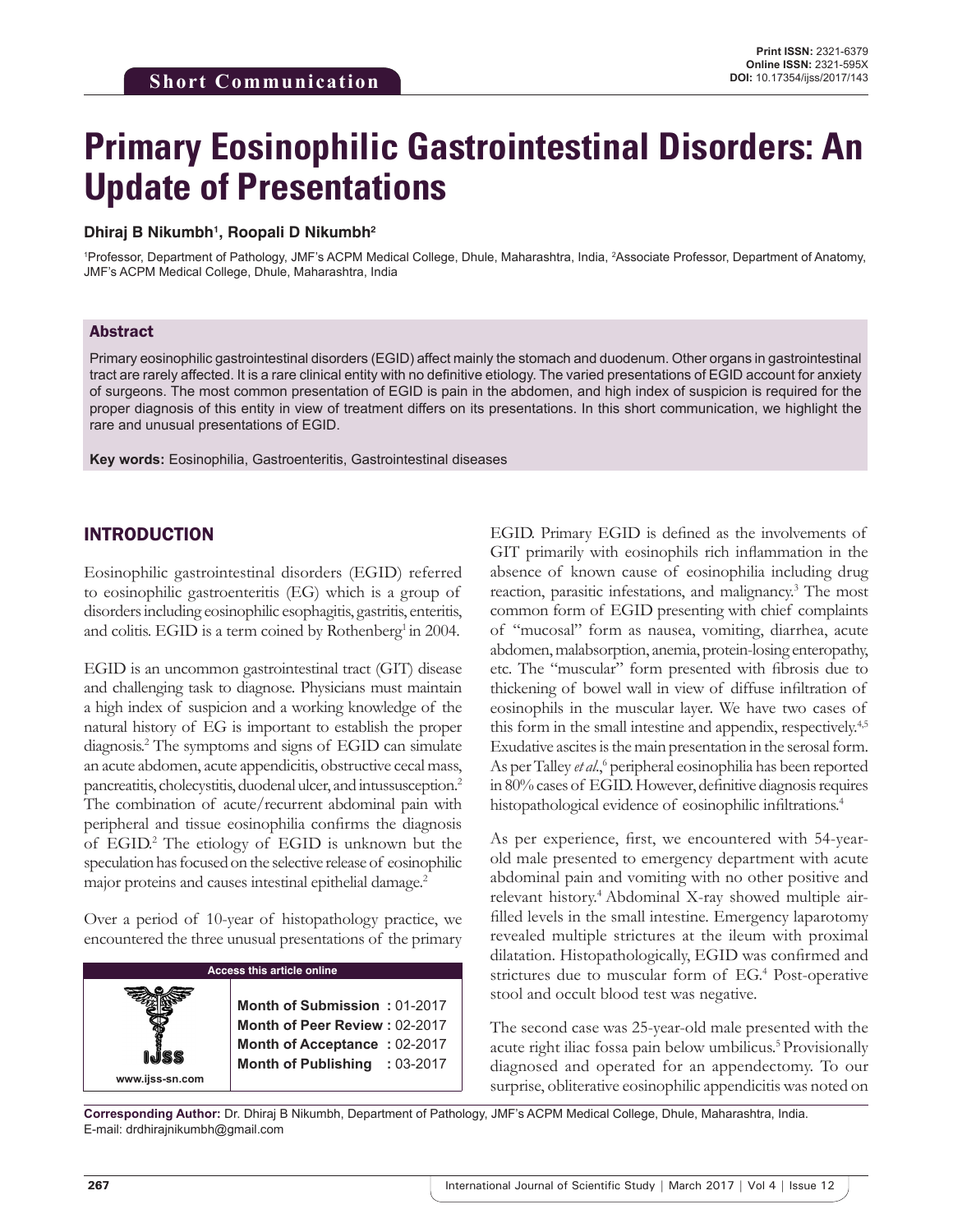Short Communication

# Primary Eosinophilic Gastrointestinal Disorders: An Update of Presentations

**Dhiraj B Nikumbh[1], Roopali D Nikumbh[2]**

[1]Professor, Department of Pathology, JMF's ACPM Medical College, Dhule, Maharashtra, India, [2]Associate Professor, Department of Anatomy, JMF's ACPM Medical College, Dhule, Maharashtra, India

## Abstract

Primary eosinophilic gastrointestinal disorders (EGID) affect mainly the stomach and duodenum. Other organs in gastrointestinal tract are rarely affected. It is a rare clinical entity with no definitive etiology. The varied presentations of EGID account for anxiety of surgeons. The most common presentation of EGID is pain in the abdomen, and high index of suspicion is required for the proper diagnosis of this entity in view of treatment differs on its presentations. In this short communication, we highlight the rare and unusual presentations of EGID.

**Key words:** Eosinophilia, Gastroenteritis, Gastrointestinal diseases

## INTRODUCTION

Eosinophilic gastrointestinal disorders (EGID) referred to eosinophilic gastroenteritis (EG) which is a group of disorders including eosinophilic esophagitis, gastritis, enteritis, and colitis. EGID is a term coined by Rothenberg[1] in 2004.

EGID is an uncommon gastrointestinal tract (GIT) disease and challenging task to diagnose. Physicians must maintain a high index of suspicion and a working knowledge of the natural history of EG is important to establish the proper diagnosis.[2] The symptoms and signs of EGID can simulate an acute abdomen, acute appendicitis, obstructive cecal mass, pancreatitis, cholecystitis, duodenal ulcer, and intussusception.[2] The combination of acute/recurrent abdominal pain with peripheral and tissue eosinophilia confirms the diagnosis of EGID.[2] The etiology of EGID is unknown but the speculation has focused on the selective release of eosinophilic major proteins and causes intestinal epithelial damage.[2]

Over a period of 10-year of histopathology practice, we encountered the three unusual presentations of the primary EGID. Primary EGID is defined as the involvements of GIT primarily with eosinophils rich inflammation in the absence of known cause of eosinophilia including drug reaction, parasitic infestations, and malignancy.[3] The most common form of EGID presenting with chief complaints of "mucosal" form as nausea, vomiting, diarrhea, acute abdomen, malabsorption, anemia, protein-losing enteropathy, etc. The "muscular" form presented with fibrosis due to thickening of bowel wall in view of diffuse infiltration of eosinophils in the muscular layer. We have two cases of this form in the small intestine and appendix, respectively.[4,5] Exudative ascites is the main presentation in the serosal form. As per Talley *et al*.,[6] peripheral eosinophilia has been reported in 80% cases of EGID. However, definitive diagnosis requires histopathological evidence of eosinophilic infiltrations.[4]

As per experience, first, we encountered with 54-year-old male presented to emergency department with acute abdominal pain and vomiting with no other positive and relevant history.[4] Abdominal X-ray showed multiple air-filled levels in the small intestine. Emergency laparotomy revealed multiple strictures at the ileum with proximal dilatation. Histopathologically, EGID was confirmed and strictures due to muscular form of EG.[4] Post-operative stool and occult blood test was negative.

The second case was 25-year-old male presented with the acute right iliac fossa pain below umbilicus.[5] Provisionally diagnosed and operated for an appendectomy. To our surprise, obliterative eosinophilic appendicitis was noted on

| Access this article online | |
|---|---|
| www.ijss-sn.com | **Month of Submission :** 01-2017<br>**Month of Peer Review :** 02-2017<br>**Month of Acceptance :** 02-2017<br>**Month of Publishing :** 03-2017 |

**Corresponding Author:** Dr. Dhiraj B Nikumbh, Department of Pathology, JMF's ACPM Medical College, Dhule, Maharashtra, India. E-mail: drdhirajnikumbh@gmail.com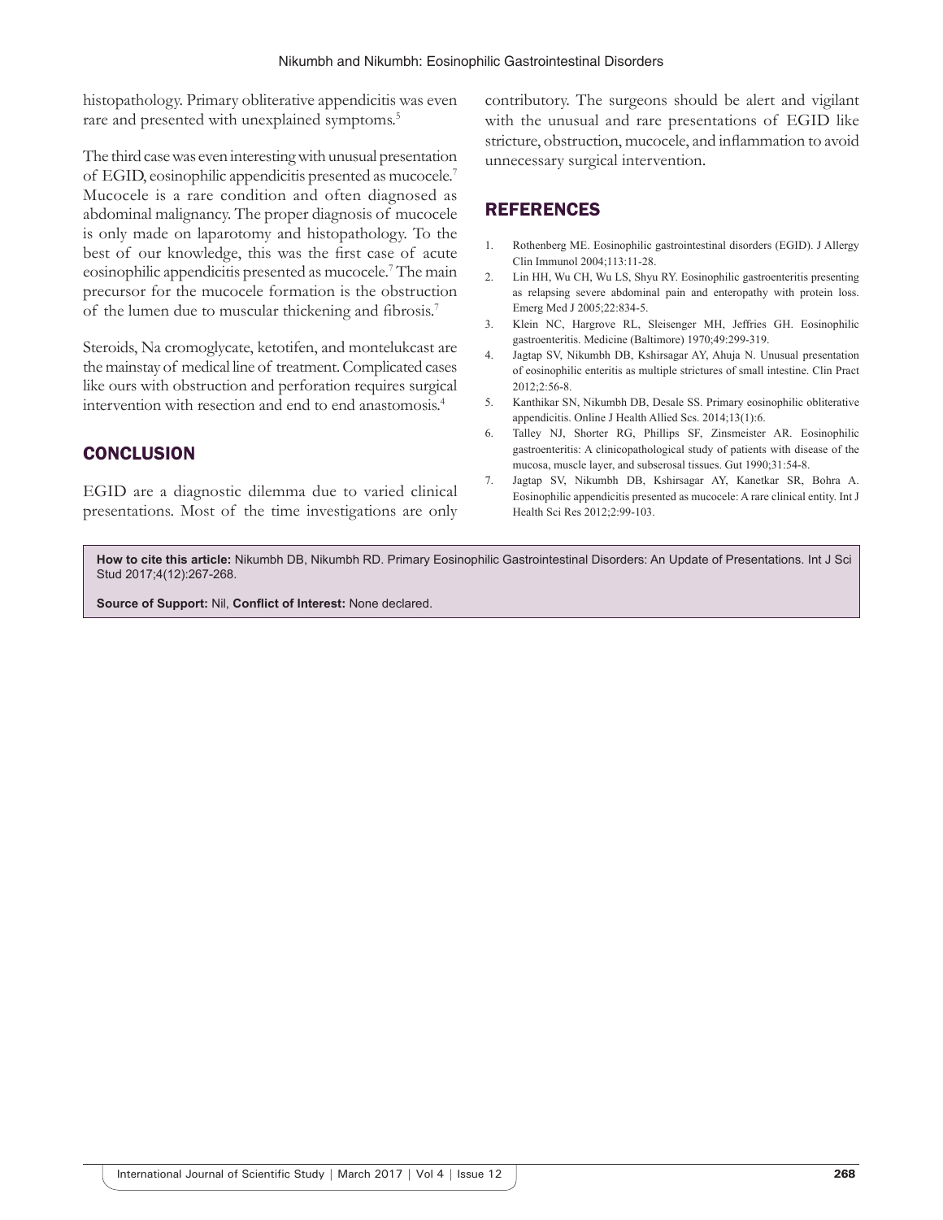histopathology. Primary obliterative appendicitis was even rare and presented with unexplained symptoms.[5]

The third case was even interesting with unusual presentation of EGID, eosinophilic appendicitis presented as mucocele.[7] Mucocele is a rare condition and often diagnosed as abdominal malignancy. The proper diagnosis of mucocele is only made on laparotomy and histopathology. To the best of our knowledge, this was the first case of acute eosinophilic appendicitis presented as mucocele.[7] The main precursor for the mucocele formation is the obstruction of the lumen due to muscular thickening and fibrosis.[7]

Steroids, Na cromoglycate, ketotifen, and montelukcast are the mainstay of medical line of treatment. Complicated cases like ours with obstruction and perforation requires surgical intervention with resection and end to end anastomosis.[4]

## CONCLUSION

EGID are a diagnostic dilemma due to varied clinical presentations. Most of the time investigations are only contributory. The surgeons should be alert and vigilant with the unusual and rare presentations of EGID like stricture, obstruction, mucocele, and inflammation to avoid unnecessary surgical intervention.

## REFERENCES

1. Rothenberg ME. Eosinophilic gastrointestinal disorders (EGID). J Allergy Clin Immunol 2004;113:11-28.
2. Lin HH, Wu CH, Wu LS, Shyu RY. Eosinophilic gastroenteritis presenting as relapsing severe abdominal pain and enteropathy with protein loss. Emerg Med J 2005;22:834-5.
3. Klein NC, Hargrove RL, Sleisenger MH, Jeffries GH. Eosinophilic gastroenteritis. Medicine (Baltimore) 1970;49:299-319.
4. Jagtap SV, Nikumbh DB, Kshirsagar AY, Ahuja N. Unusual presentation of eosinophilic enteritis as multiple strictures of small intestine. Clin Pract 2012;2:56-8.
5. Kanthikar SN, Nikumbh DB, Desale SS. Primary eosinophilic obliterative appendicitis. Online J Health Allied Scs. 2014;13(1):6.
6. Talley NJ, Shorter RG, Phillips SF, Zinsmeister AR. Eosinophilic gastroenteritis: A clinicopathological study of patients with disease of the mucosa, muscle layer, and subserosal tissues. Gut 1990;31:54-8.
7. Jagtap SV, Nikumbh DB, Kshirsagar AY, Kanetkar SR, Bohra A. Eosinophilic appendicitis presented as mucocele: A rare clinical entity. Int J Health Sci Res 2012;2:99-103.

**How to cite this article:** Nikumbh DB, Nikumbh RD. Primary Eosinophilic Gastrointestinal Disorders: An Update of Presentations. Int J Sci Stud 2017;4(12):267-268.

**Source of Support:** Nil, **Conflict of Interest:** None declared.